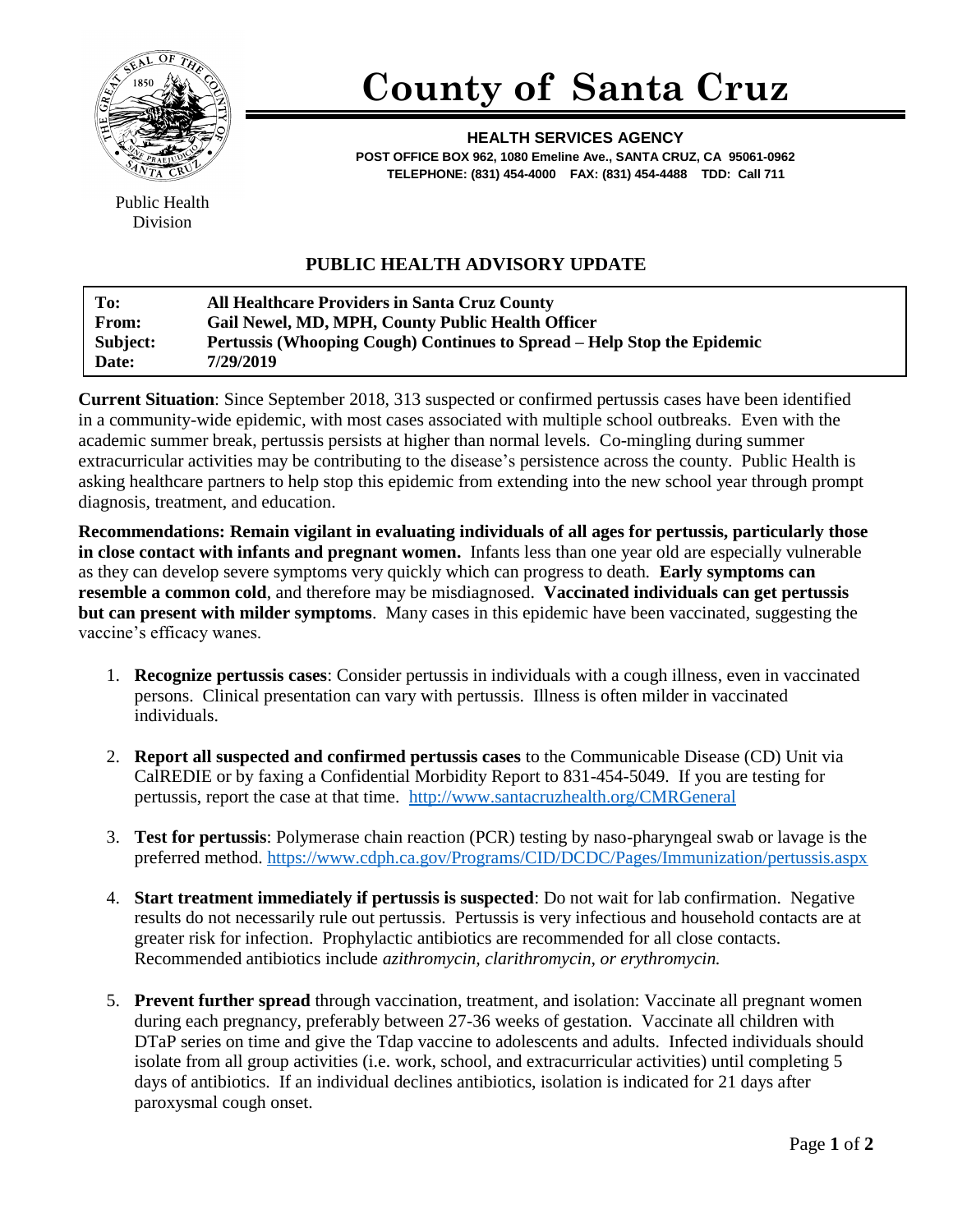# County of Santa Cruz

**HEALTH SERVICES AGENCY**
**POST OFFICE BOX 962, 1080 Emeline Ave., SANTA CRUZ, CA 95061-0962**
**TELEPHONE: (831) 454-4000 FAX: (831) 454-4488 TDD: Call 711**

Public Health Division

## PUBLIC HEALTH ADVISORY UPDATE

| | |
|---|---|
| **To:** | **All Healthcare Providers in Santa Cruz County** |
| **From:** | **Gail Newel, MD, MPH, County Public Health Officer** |
| **Subject:** | **Pertussis (Whooping Cough) Continues to Spread – Help Stop the Epidemic** |
| **Date:** | **7/29/2019** |

**Current Situation**: Since September 2018, 313 suspected or confirmed pertussis cases have been identified in a community-wide epidemic, with most cases associated with multiple school outbreaks. Even with the academic summer break, pertussis persists at higher than normal levels. Co-mingling during summer extracurricular activities may be contributing to the disease's persistence across the county. Public Health is asking healthcare partners to help stop this epidemic from extending into the new school year through prompt diagnosis, treatment, and education.

**Recommendations: Remain vigilant in evaluating individuals of all ages for pertussis, particularly those in close contact with infants and pregnant women.** Infants less than one year old are especially vulnerable as they can develop severe symptoms very quickly which can progress to death. **Early symptoms can resemble a common cold**, and therefore may be misdiagnosed. **Vaccinated individuals can get pertussis but can present with milder symptoms**. Many cases in this epidemic have been vaccinated, suggesting the vaccine's efficacy wanes.

1. **Recognize pertussis cases**: Consider pertussis in individuals with a cough illness, even in vaccinated persons. Clinical presentation can vary with pertussis. Illness is often milder in vaccinated individuals.

2. **Report all suspected and confirmed pertussis cases** to the Communicable Disease (CD) Unit via CalREDIE or by faxing a Confidential Morbidity Report to 831-454-5049. If you are testing for pertussis, report the case at that time. http://www.santacruzhealth.org/CMRGeneral

3. **Test for pertussis**: Polymerase chain reaction (PCR) testing by naso-pharyngeal swab or lavage is the preferred method. https://www.cdph.ca.gov/Programs/CID/DCDC/Pages/Immunization/pertussis.aspx

4. **Start treatment immediately if pertussis is suspected**: Do not wait for lab confirmation. Negative results do not necessarily rule out pertussis. Pertussis is very infectious and household contacts are at greater risk for infection. Prophylactic antibiotics are recommended for all close contacts. Recommended antibiotics include *azithromycin, clarithromycin, or erythromycin.*

5. **Prevent further spread** through vaccination, treatment, and isolation: Vaccinate all pregnant women during each pregnancy, preferably between 27-36 weeks of gestation. Vaccinate all children with DTaP series on time and give the Tdap vaccine to adolescents and adults. Infected individuals should isolate from all group activities (i.e. work, school, and extracurricular activities) until completing 5 days of antibiotics. If an individual declines antibiotics, isolation is indicated for 21 days after paroxysmal cough onset.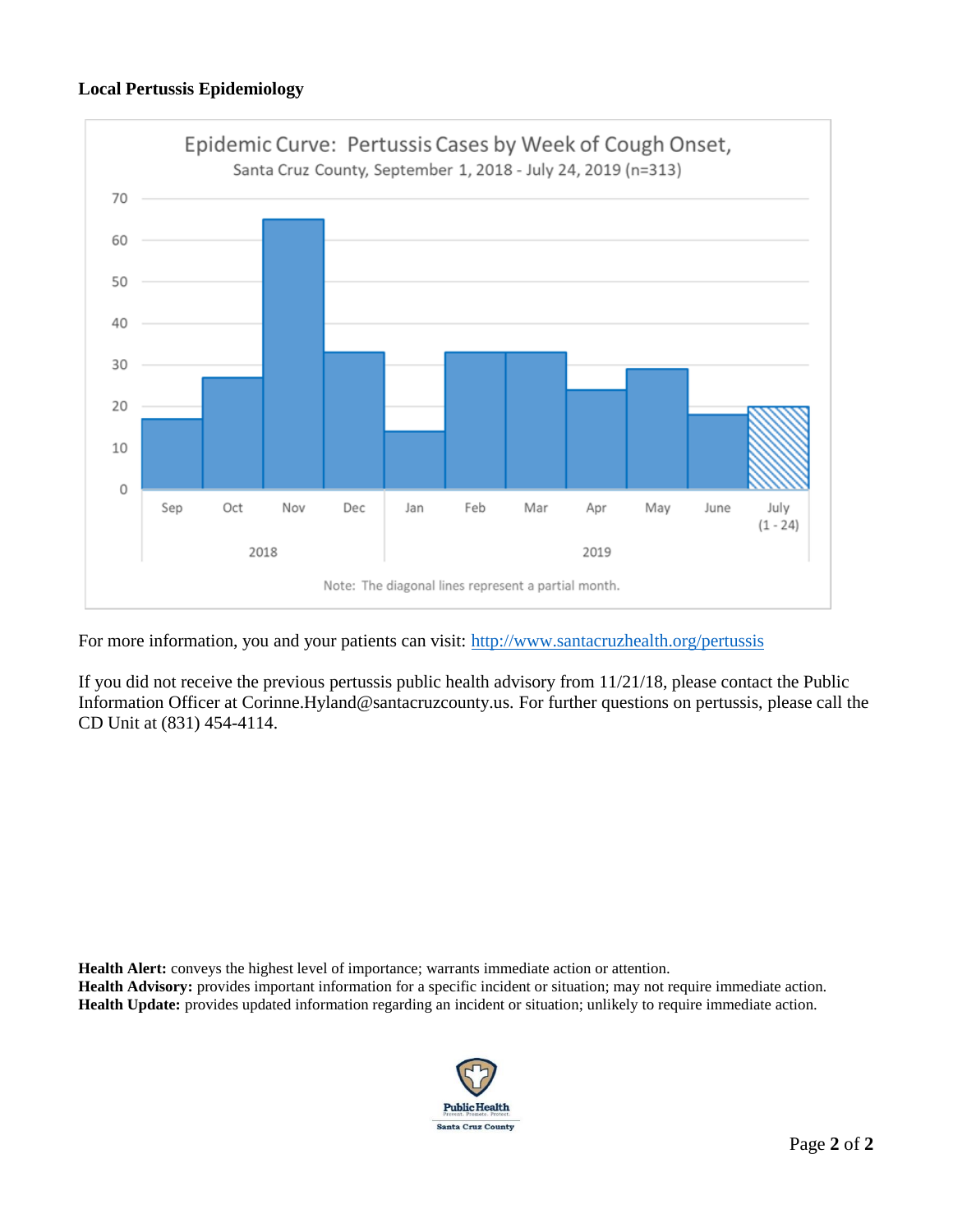**Local Pertussis Epidemiology**

Epidemic Curve: Pertussis Cases by Week of Cough Onset,

Santa Cruz County, September 1, 2018 - July 24, 2019 (n=313)

70
60
50
40
30
20
10
0

Sep Oct Nov Dec Jan Feb Mar Apr May June July (1 - 24)

2018 2019

Note: The diagonal lines represent a partial month.

For more information, you and your patients can visit: [http://www.santacruzhealth.org/pertussis](http://www.santacruzhealth.org/pertussis)

If you did not receive the previous pertussis public health advisory from 11/21/18, please contact the Public Information Officer at Corinne.Hyland@santacruzcounty.us. For further questions on pertussis, please call the CD Unit at (831) 454-4114.

**Health Alert:** conveys the highest level of importance; warrants immediate action or attention.
**Health Advisory:** provides important information for a specific incident or situation; may not require immediate action.
**Health Update:** provides updated information regarding an incident or situation; unlikely to require immediate action.

Public Health
Prevent. Promote. Protect.
Santa Cruz County